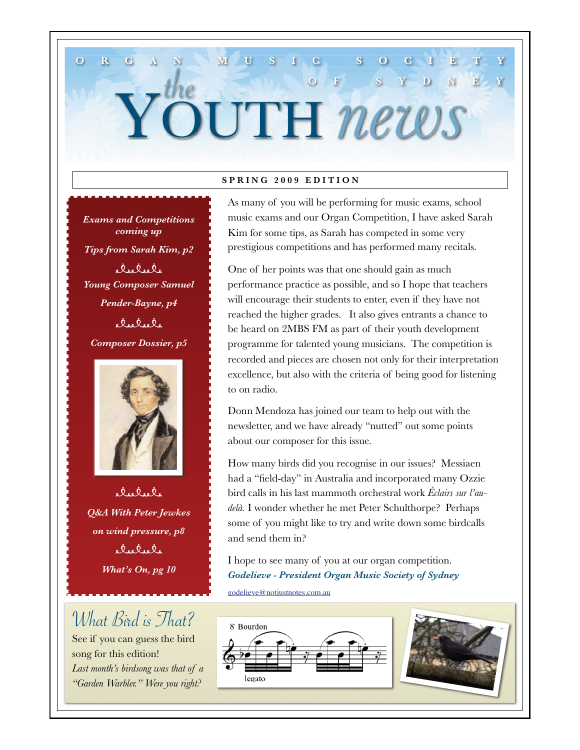# ORGAN MUSIC SOCIETY OF SYDNEY

# the YOUTH news

**SPRING 2009 EDITION**

*Exams and Competitions coming up*

*Tips from Sarah Kim, p2*

*Young Composer Samuel Pender-Bayne, p4*

*Composer Dossier, p5*

*Q&A With Peter Jewkes on wind pressure, p8*

*What's On, pg 10*

As many of you will be performing for music exams, school music exams and our Organ Competition, I have asked Sarah Kim for some tips, as Sarah has competed in some very prestigious competitions and has performed many recitals.

One of her points was that one should gain as much performance practice as possible, and so I hope that teachers will encourage their students to enter, even if they have not reached the higher grades. It also gives entrants a chance to be heard on 2MBS FM as part of their youth development programme for talented young musicians. The competition is recorded and pieces are chosen not only for their interpretation excellence, but also with the criteria of being good for listening to on radio.

Donn Mendoza has joined our team to help out with the newsletter, and we have already "nutted" out some points about our composer for this issue.

How many birds did you recognise in our issues? Messiaen had a "field-day" in Australia and incorporated many Ozzie bird calls in his last mammoth orchestral work *Éclairs sur l'au-delà.* I wonder whether he met Peter Schulthorpe? Perhaps some of you might like to try and write down some birdcalls and send them in?

I hope to see many of you at our organ competition.

***Godelieve - President Organ Music Society of Sydney***

godelieve@notjustnotes.com.au

## What Bird is That?

See if you can guess the bird song for this edition!

*Last month's birdsong was that of a "Garden Warbler." Were you right?*

8' Bourdon

legato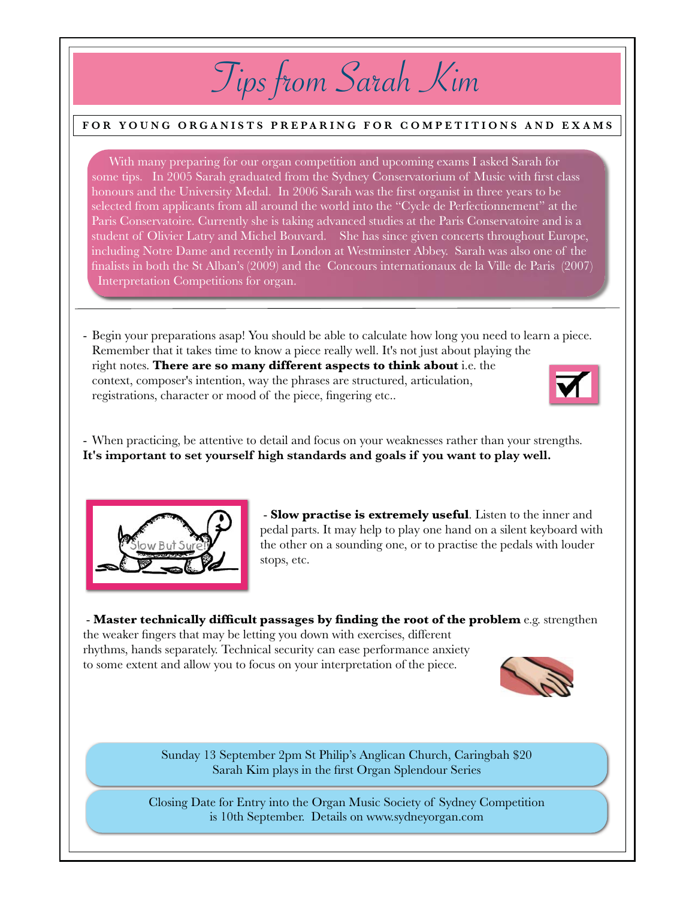# Tips from Sarah Kim

**FOR YOUNG ORGANISTS PREPARING FOR COMPETITIONS AND EXAMS**

With many preparing for our organ competition and upcoming exams I asked Sarah for some tips. In 2005 Sarah graduated from the Sydney Conservatorium of Music with first class honours and the University Medal. In 2006 Sarah was the first organist in three years to be selected from applicants from all around the world into the "Cycle de Perfectionnement" at the Paris Conservatoire. Currently she is taking advanced studies at the Paris Conservatoire and is a student of Olivier Latry and Michel Bouvard. She has since given concerts throughout Europe, including Notre Dame and recently in London at Westminster Abbey. Sarah was also one of the finalists in both the St Alban's (2009) and the Concours internationaux de la Ville de Paris (2007) Interpretation Competitions for organ.

---

- Begin your preparations asap! You should be able to calculate how long you need to learn a piece. Remember that it takes time to know a piece really well. It's not just about playing the right notes. **There are so many different aspects to think about** i.e. the context, composer's intention, way the phrases are structured, articulation, registrations, character or mood of the piece, fingering etc..

- When practicing, be attentive to detail and focus on your weaknesses rather than your strengths. **It's important to set yourself high standards and goals if you want to play well.**

- **Slow practise is extremely useful**. Listen to the inner and pedal parts. It may help to play one hand on a silent keyboard with the other on a sounding one, or to practise the pedals with louder stops, etc.

- **Master technically difficult passages by finding the root of the problem** e.g. strengthen the weaker fingers that may be letting you down with exercises, different rhythms, hands separately. Technical security can ease performance anxiety to some extent and allow you to focus on your interpretation of the piece.

Sunday 13 September 2pm St Philip's Anglican Church, Caringbah $20
Sarah Kim plays in the first Organ Splendour Series

Closing Date for Entry into the Organ Music Society of Sydney Competition is 10th September. Details on www.sydneyorgan.com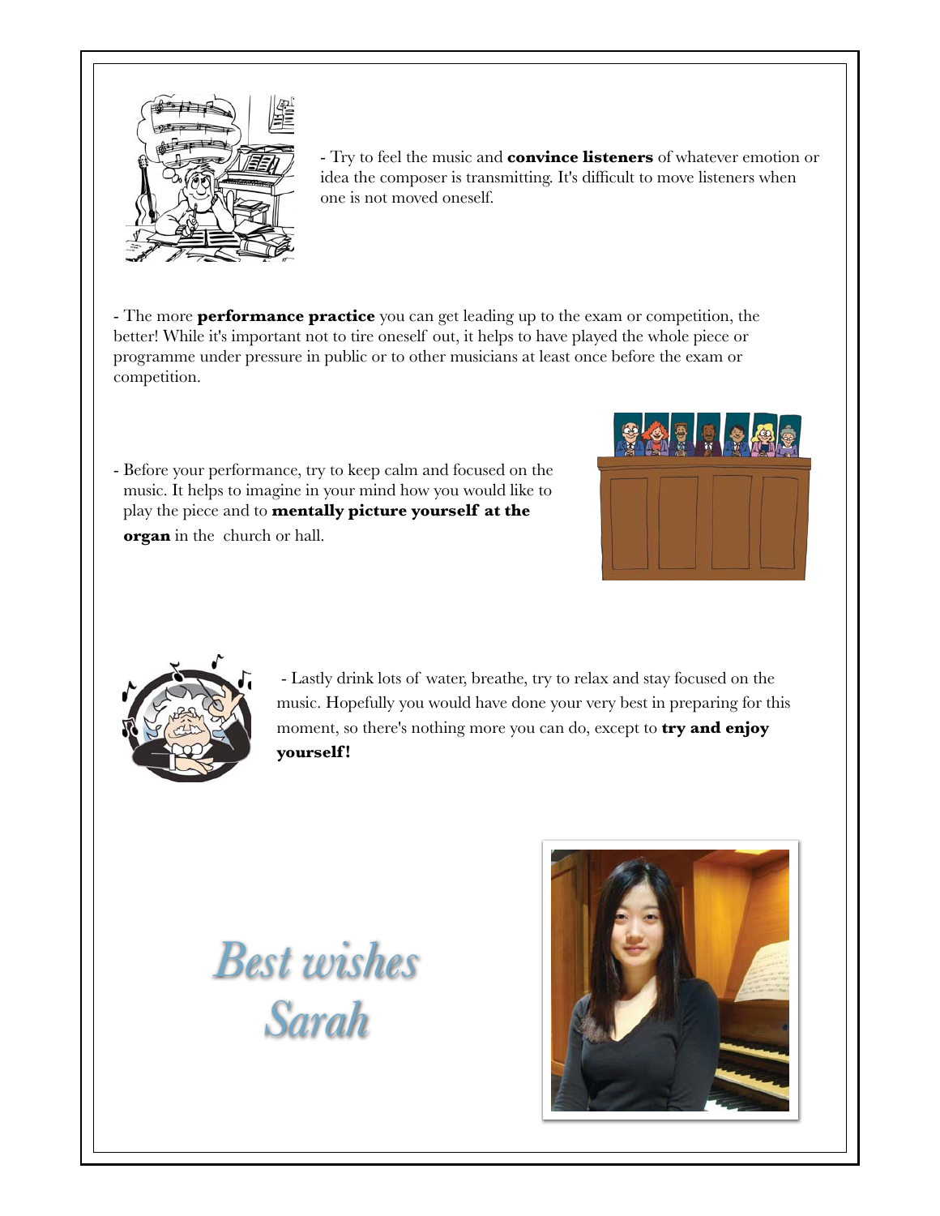- Try to feel the music and **convince listeners** of whatever emotion or idea the composer is transmitting. It's difficult to move listeners when one is not moved oneself.

- The more **performance practice** you can get leading up to the exam or competition, the better! While it's important not to tire oneself out, it helps to have played the whole piece or programme under pressure in public or to other musicians at least once before the exam or competition.

- Before your performance, try to keep calm and focused on the music. It helps to imagine in your mind how you would like to play the piece and to **mentally picture yourself at the organ** in the church or hall.

- Lastly drink lots of water, breathe, try to relax and stay focused on the music. Hopefully you would have done your very best in preparing for this moment, so there's nothing more you can do, except to **try and enjoy yourself!**

*Best wishes*
*Sarah*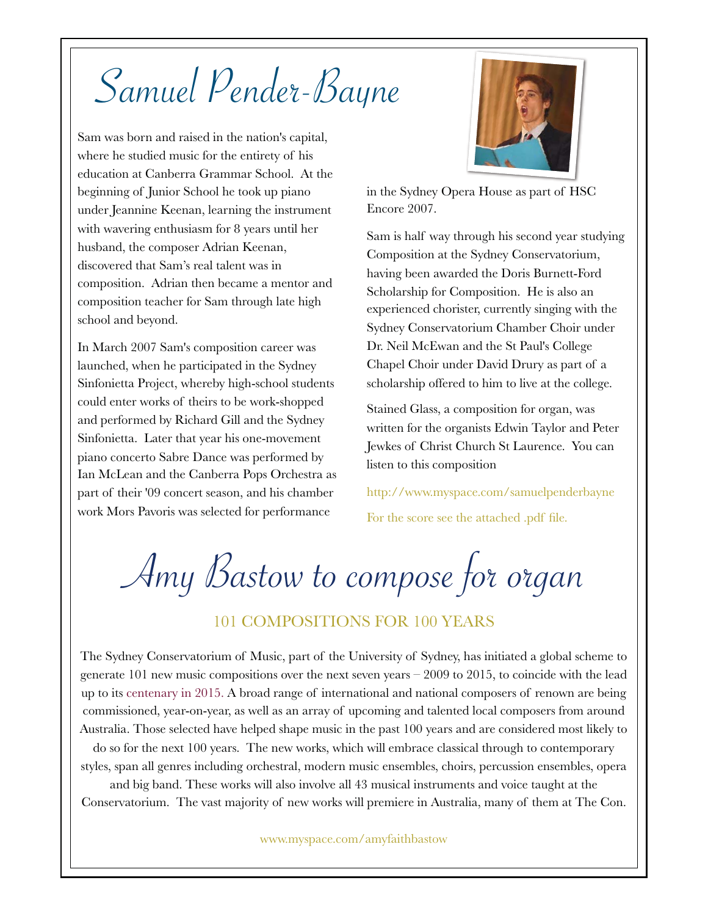# Samuel Pender-Bayne

Sam was born and raised in the nation's capital, where he studied music for the entirety of his education at Canberra Grammar School. At the beginning of Junior School he took up piano under Jeannine Keenan, learning the instrument with wavering enthusiasm for 8 years until her husband, the composer Adrian Keenan, discovered that Sam's real talent was in composition. Adrian then became a mentor and composition teacher for Sam through late high school and beyond.

In March 2007 Sam's composition career was launched, when he participated in the Sydney Sinfonietta Project, whereby high-school students could enter works of theirs to be work-shopped and performed by Richard Gill and the Sydney Sinfonietta. Later that year his one-movement piano concerto Sabre Dance was performed by Ian McLean and the Canberra Pops Orchestra as part of their '09 concert season, and his chamber work Mors Pavoris was selected for performance in the Sydney Opera House as part of HSC Encore 2007.

Sam is half way through his second year studying Composition at the Sydney Conservatorium, having been awarded the Doris Burnett-Ford Scholarship for Composition. He is also an experienced chorister, currently singing with the Sydney Conservatorium Chamber Choir under Dr. Neil McEwan and the St Paul's College Chapel Choir under David Drury as part of a scholarship offered to him to live at the college.

Stained Glass, a composition for organ, was written for the organists Edwin Taylor and Peter Jewkes of Christ Church St Laurence. You can listen to this composition

http://www.myspace.com/samuelpenderbayne

For the score see the attached .pdf file.

# Amy Bastow to compose for organ

## 101 COMPOSITIONS FOR 100 YEARS

The Sydney Conservatorium of Music, part of the University of Sydney, has initiated a global scheme to generate 101 new music compositions over the next seven years – 2009 to 2015, to coincide with the lead up to its centenary in 2015. A broad range of international and national composers of renown are being commissioned, year-on-year, as well as an array of upcoming and talented local composers from around Australia. Those selected have helped shape music in the past 100 years and are considered most likely to do so for the next 100 years. The new works, which will embrace classical through to contemporary styles, span all genres including orchestral, modern music ensembles, choirs, percussion ensembles, opera and big band. These works will also involve all 43 musical instruments and voice taught at the Conservatorium. The vast majority of new works will premiere in Australia, many of them at The Con.

www.myspace.com/amyfaithbastow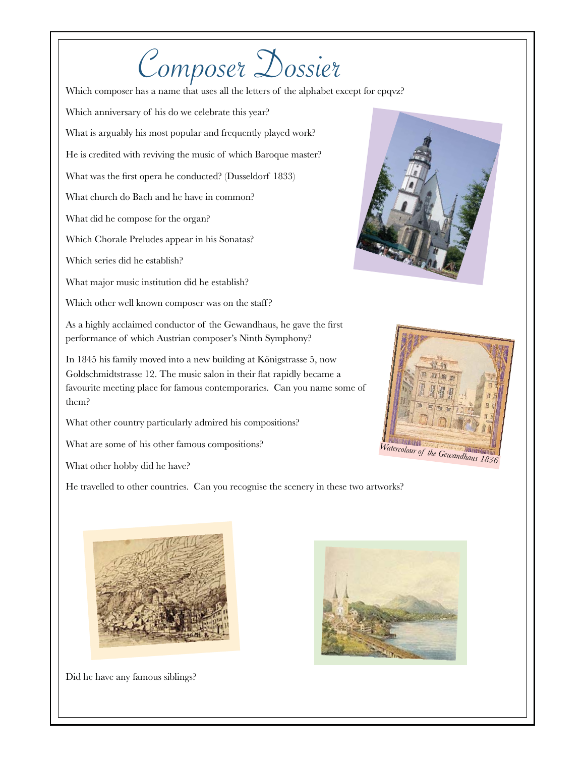# Composer Dossier

Which composer has a name that uses all the letters of the alphabet except for cpqvz?

Which anniversary of his do we celebrate this year?

What is arguably his most popular and frequently played work?

He is credited with reviving the music of which Baroque master?

What was the first opera he conducted? (Dusseldorf 1833)

What church do Bach and he have in common?

What did he compose for the organ?

Which Chorale Preludes appear in his Sonatas?

Which series did he establish?

What major music institution did he establish?

Which other well known composer was on the staff?

As a highly acclaimed conductor of the Gewandhaus, he gave the first performance of which Austrian composer's Ninth Symphony?

In 1845 his family moved into a new building at Königstrasse 5, now Goldschmidtstrasse 12. The music salon in their flat rapidly became a favourite meeting place for famous contemporaries. Can you name some of them?

What other country particularly admired his compositions?

What are some of his other famous compositions?

What other hobby did he have?

*Watercolour of the Gewandhaus 1836*

He travelled to other countries. Can you recognise the scenery in these two artworks?

Did he have any famous siblings?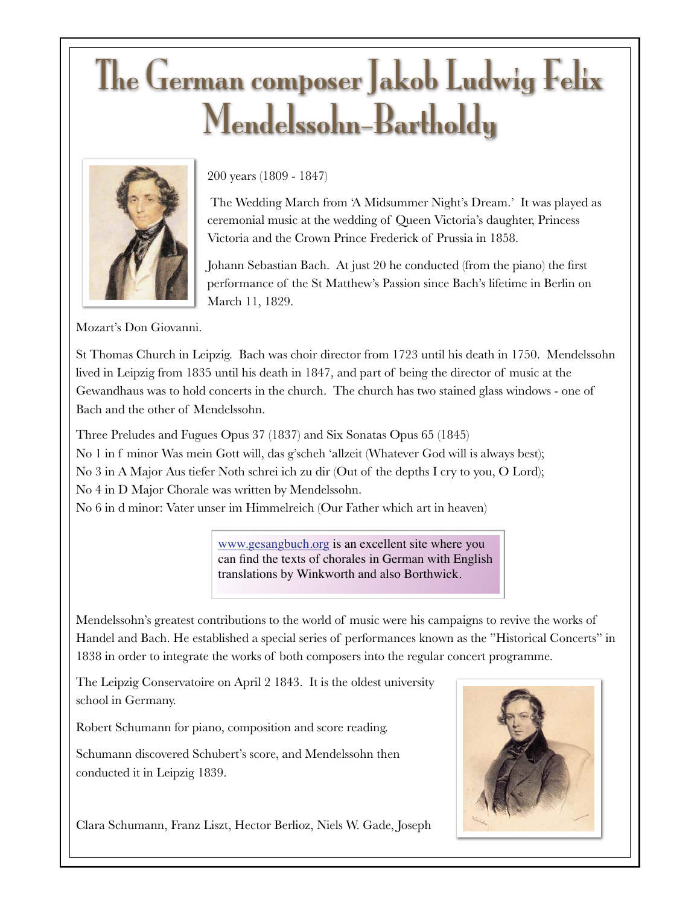# The German composer Jakob Ludwig Felix Mendelssohn-Bartholdy

200 years (1809 - 1847)

The Wedding March from 'A Midsummer Night's Dream.' It was played as ceremonial music at the wedding of Queen Victoria's daughter, Princess Victoria and the Crown Prince Frederick of Prussia in 1858.

Johann Sebastian Bach. At just 20 he conducted (from the piano) the first performance of the St Matthew's Passion since Bach's lifetime in Berlin on March 11, 1829.

Mozart's Don Giovanni.

St Thomas Church in Leipzig. Bach was choir director from 1723 until his death in 1750. Mendelssohn lived in Leipzig from 1835 until his death in 1847, and part of being the director of music at the Gewandhaus was to hold concerts in the church. The church has two stained glass windows - one of Bach and the other of Mendelssohn.

Three Preludes and Fugues Opus 37 (1837) and Six Sonatas Opus 65 (1845)
No 1 in f minor Was mein Gott will, das g'scheh 'allzeit (Whatever God will is always best);
No 3 in A Major Aus tiefer Noth schrei ich zu dir (Out of the depths I cry to you, O Lord);
No 4 in D Major Chorale was written by Mendelssohn.
No 6 in d minor: Vater unser im Himmelreich (Our Father which art in heaven)

> www.gesangbuch.org is an excellent site where you can find the texts of chorales in German with English translations by Winkworth and also Borthwick.

Mendelssohn's greatest contributions to the world of music were his campaigns to revive the works of Handel and Bach. He established a special series of performances known as the "Historical Concerts" in 1838 in order to integrate the works of both composers into the regular concert programme.

The Leipzig Conservatoire on April 2 1843. It is the oldest university school in Germany.

Robert Schumann for piano, composition and score reading.

Schumann discovered Schubert's score, and Mendelssohn then conducted it in Leipzig 1839.

Clara Schumann, Franz Liszt, Hector Berlioz, Niels W. Gade, Joseph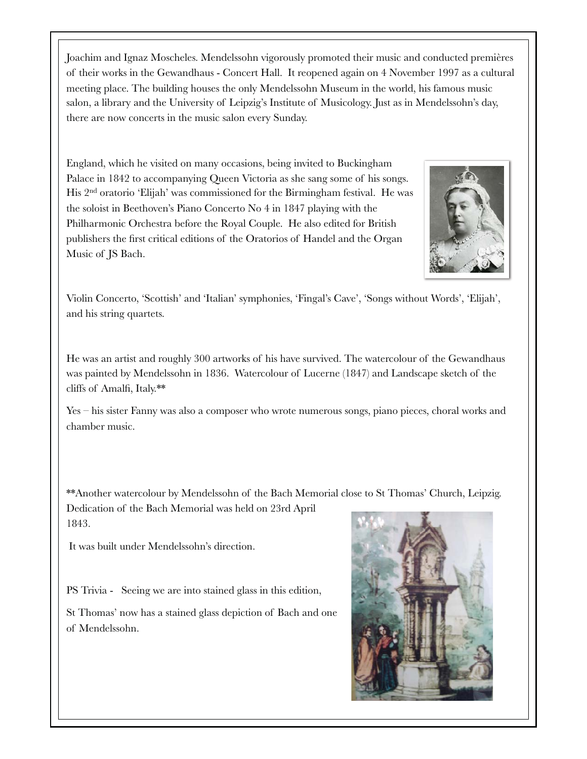Joachim and Ignaz Moscheles. Mendelssohn vigorously promoted their music and conducted premières of their works in the Gewandhaus - Concert Hall. It reopened again on 4 November 1997 as a cultural meeting place. The building houses the only Mendelssohn Museum in the world, his famous music salon, a library and the University of Leipzig's Institute of Musicology. Just as in Mendelssohn's day, there are now concerts in the music salon every Sunday.

England, which he visited on many occasions, being invited to Buckingham Palace in 1842 to accompanying Queen Victoria as she sang some of his songs. His 2nd oratorio 'Elijah' was commissioned for the Birmingham festival. He was the soloist in Beethoven's Piano Concerto No 4 in 1847 playing with the Philharmonic Orchestra before the Royal Couple. He also edited for British publishers the first critical editions of the Oratorios of Handel and the Organ Music of JS Bach.

Violin Concerto, 'Scottish' and 'Italian' symphonies, 'Fingal's Cave', 'Songs without Words', 'Elijah', and his string quartets.

He was an artist and roughly 300 artworks of his have survived. The watercolour of the Gewandhaus was painted by Mendelssohn in 1836. Watercolour of Lucerne (1847) and Landscape sketch of the cliffs of Amalfi, Italy.**

Yes – his sister Fanny was also a composer who wrote numerous songs, piano pieces, choral works and chamber music.

**Another watercolour by Mendelssohn of the Bach Memorial close to St Thomas' Church, Leipzig. Dedication of the Bach Memorial was held on 23rd April 1843.

It was built under Mendelssohn's direction.

PS Trivia - Seeing we are into stained glass in this edition,

St Thomas' now has a stained glass depiction of Bach and one of Mendelssohn.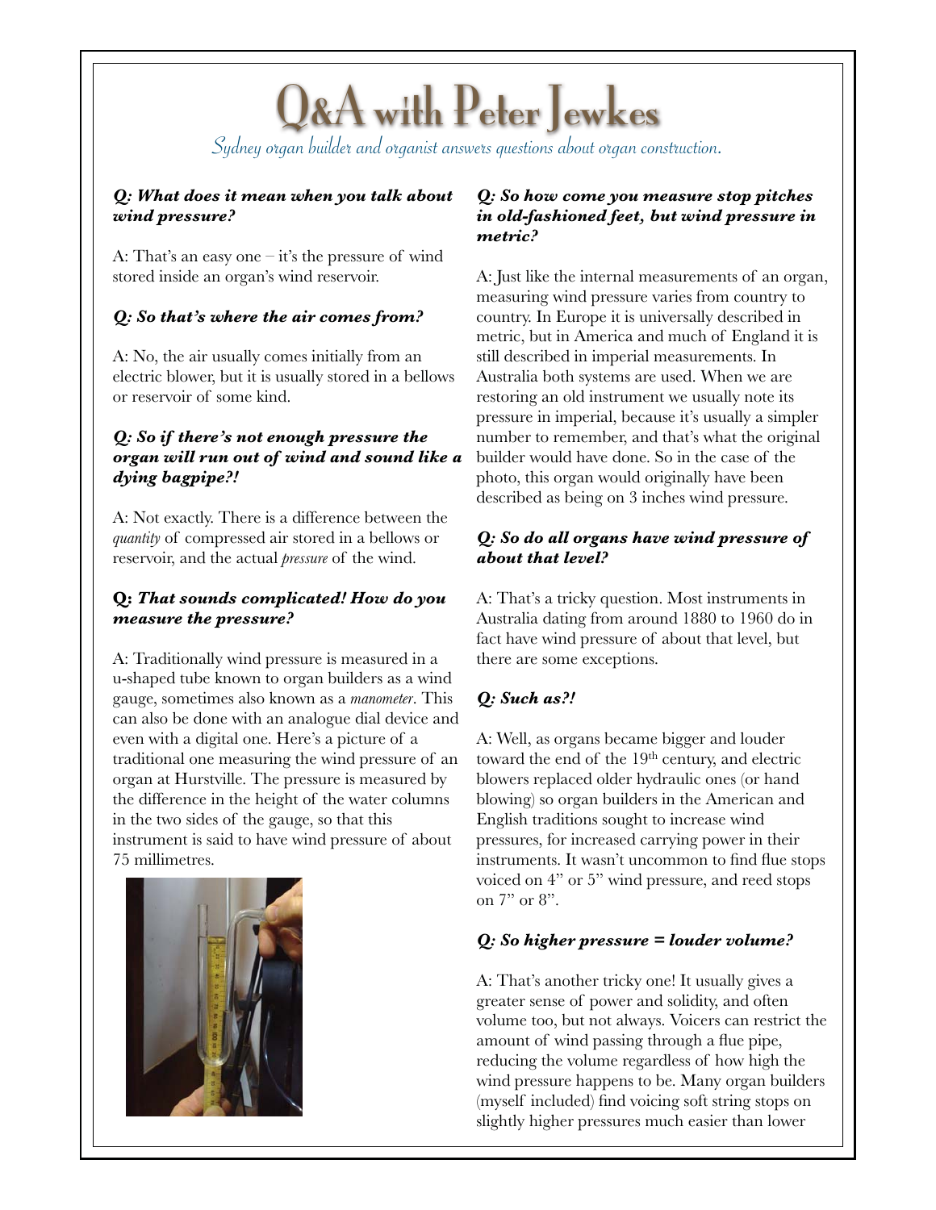# Q&A with Peter Jewkes

*Sydney organ builder and organist answers questions about organ construction.*

***Q: What does it mean when you talk about wind pressure?***

A: That's an easy one – it's the pressure of wind stored inside an organ's wind reservoir.

***Q: So that's where the air comes from?***

A: No, the air usually comes initially from an electric blower, but it is usually stored in a bellows or reservoir of some kind.

***Q: So if there's not enough pressure the organ will run out of wind and sound like a dying bagpipe?!***

A: Not exactly. There is a difference between the *quantity* of compressed air stored in a bellows or reservoir, and the actual *pressure* of the wind.

***Q: That sounds complicated! How do you measure the pressure?***

A: Traditionally wind pressure is measured in a u-shaped tube known to organ builders as a wind gauge, sometimes also known as a *manometer*. This can also be done with an analogue dial device and even with a digital one. Here's a picture of a traditional one measuring the wind pressure of an organ at Hurstville. The pressure is measured by the difference in the height of the water columns in the two sides of the gauge, so that this instrument is said to have wind pressure of about 75 millimetres.

***Q: So how come you measure stop pitches in old-fashioned feet, but wind pressure in metric?***

A: Just like the internal measurements of an organ, measuring wind pressure varies from country to country. In Europe it is universally described in metric, but in America and much of England it is still described in imperial measurements. In Australia both systems are used. When we are restoring an old instrument we usually note its pressure in imperial, because it's usually a simpler number to remember, and that's what the original builder would have done. So in the case of the photo, this organ would originally have been described as being on 3 inches wind pressure.

***Q: So do all organs have wind pressure of about that level?***

A: That's a tricky question. Most instruments in Australia dating from around 1880 to 1960 do in fact have wind pressure of about that level, but there are some exceptions.

***Q: Such as?!***

A: Well, as organs became bigger and louder toward the end of the 19th century, and electric blowers replaced older hydraulic ones (or hand blowing) so organ builders in the American and English traditions sought to increase wind pressures, for increased carrying power in their instruments. It wasn't uncommon to find flue stops voiced on 4" or 5" wind pressure, and reed stops on 7" or 8".

***Q: So higher pressure = louder volume?***

A: That's another tricky one! It usually gives a greater sense of power and solidity, and often volume too, but not always. Voicers can restrict the amount of wind passing through a flue pipe, reducing the volume regardless of how high the wind pressure happens to be. Many organ builders (myself included) find voicing soft string stops on slightly higher pressures much easier than lower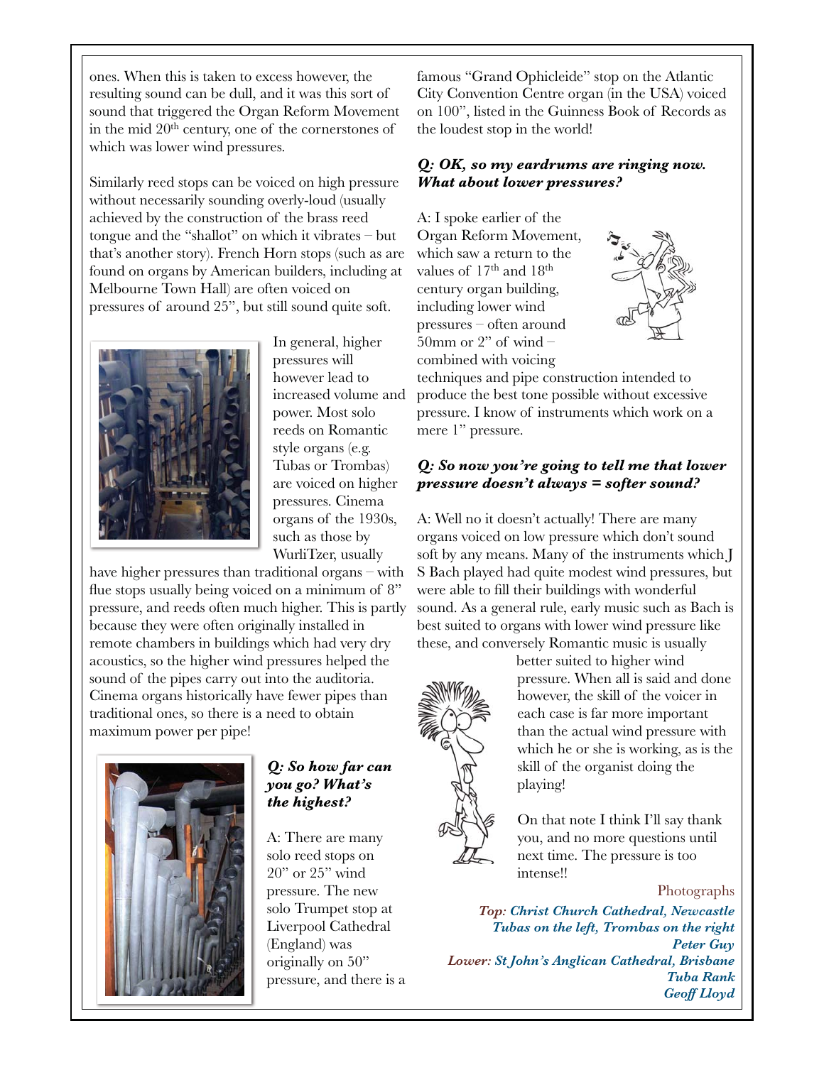ones. When this is taken to excess however, the resulting sound can be dull, and it was this sort of sound that triggered the Organ Reform Movement in the mid 20th century, one of the cornerstones of which was lower wind pressures.

Similarly reed stops can be voiced on high pressure without necessarily sounding overly-loud (usually achieved by the construction of the brass reed tongue and the "shallot" on which it vibrates – but that's another story). French Horn stops (such as are found on organs by American builders, including at Melbourne Town Hall) are often voiced on pressures of around 25", but still sound quite soft.

In general, higher pressures will however lead to increased volume and power. Most solo reeds on Romantic style organs (e.g. Tubas or Trombas) are voiced on higher pressures. Cinema organs of the 1930s, such as those by WurliTzer, usually have higher pressures than traditional organs – with flue stops usually being voiced on a minimum of 8" pressure, and reeds often much higher. This is partly because they were often originally installed in remote chambers in buildings which had very dry acoustics, so the higher wind pressures helped the sound of the pipes carry out into the auditoria. Cinema organs historically have fewer pipes than traditional ones, so there is a need to obtain maximum power per pipe!

***Q: So how far can you go? What's the highest?***

A: There are many solo reed stops on 20" or 25" wind pressure. The new solo Trumpet stop at Liverpool Cathedral (England) was originally on 50" pressure, and there is a famous "Grand Ophicleide" stop on the Atlantic City Convention Centre organ (in the USA) voiced on 100", listed in the Guinness Book of Records as the loudest stop in the world!

***Q: OK, so my eardrums are ringing now. What about lower pressures?***

A: I spoke earlier of the Organ Reform Movement, which saw a return to the values of 17th and 18th century organ building, including lower wind pressures – often around 50mm or 2" of wind – combined with voicing techniques and pipe construction intended to produce the best tone possible without excessive pressure. I know of instruments which work on a mere 1" pressure.

***Q: So now you're going to tell me that lower pressure doesn't always = softer sound?***

A: Well no it doesn't actually! There are many organs voiced on low pressure which don't sound soft by any means. Many of the instruments which J S Bach played had quite modest wind pressures, but were able to fill their buildings with wonderful sound. As a general rule, early music such as Bach is best suited to organs with lower wind pressure like these, and conversely Romantic music is usually better suited to higher wind pressure. When all is said and done however, the skill of the voicer in each case is far more important than the actual wind pressure with which he or she is working, as is the skill of the organist doing the playing!

On that note I think I'll say thank you, and no more questions until next time. The pressure is too intense!!

Photographs

***Top: Christ Church Cathedral, Newcastle***
***Tubas on the left, Trombas on the right***
***Peter Guy***

***Lower: St John's Anglican Cathedral, Brisbane***
***Tuba Rank***
***Geoff Lloyd***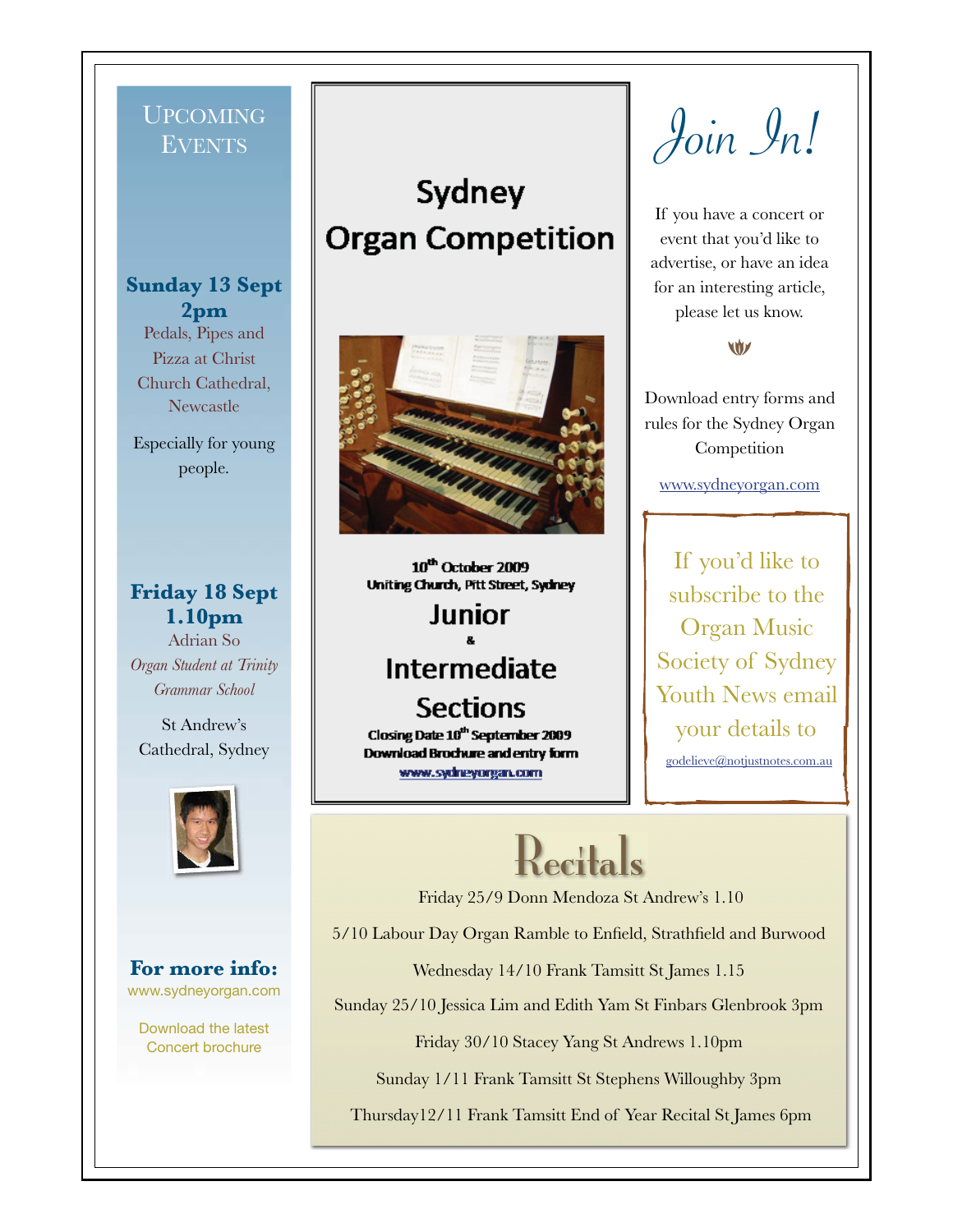## Upcoming Events

**Sunday 13 Sept 2pm**
Pedals, Pipes and Pizza at Christ Church Cathedral, Newcastle

Especially for young people.

**Friday 18 Sept 1.10pm**
Adrian So
*Organ Student at Trinity Grammar School*

St Andrew's Cathedral, Sydney

**For more info:**
www.sydneyorgan.com

Download the latest Concert brochure

# Sydney Organ Competition

10th October 2009
Uniting Church, Pitt Street, Sydney

## Junior & Intermediate Sections

Closing Date 10th September 2009
Download Brochure and entry form
www.sydneyorgan.com

# Join In!

If you have a concert or event that you'd like to advertise, or have an idea for an interesting article, please let us know.

Download entry forms and rules for the Sydney Organ Competition

www.sydneyorgan.com

If you'd like to subscribe to the Organ Music Society of Sydney Youth News email your details to

godelieve@notjustnotes.com.au

# Recitals

Friday 25/9 Donn Mendoza St Andrew's 1.10

5/10 Labour Day Organ Ramble to Enfield, Strathfield and Burwood

Wednesday 14/10 Frank Tamsitt St James 1.15

Sunday 25/10 Jessica Lim and Edith Yam St Finbars Glenbrook 3pm

Friday 30/10 Stacey Yang St Andrews 1.10pm

Sunday 1/11 Frank Tamsitt St Stephens Willoughby 3pm

Thursday12/11 Frank Tamsitt End of Year Recital St James 6pm